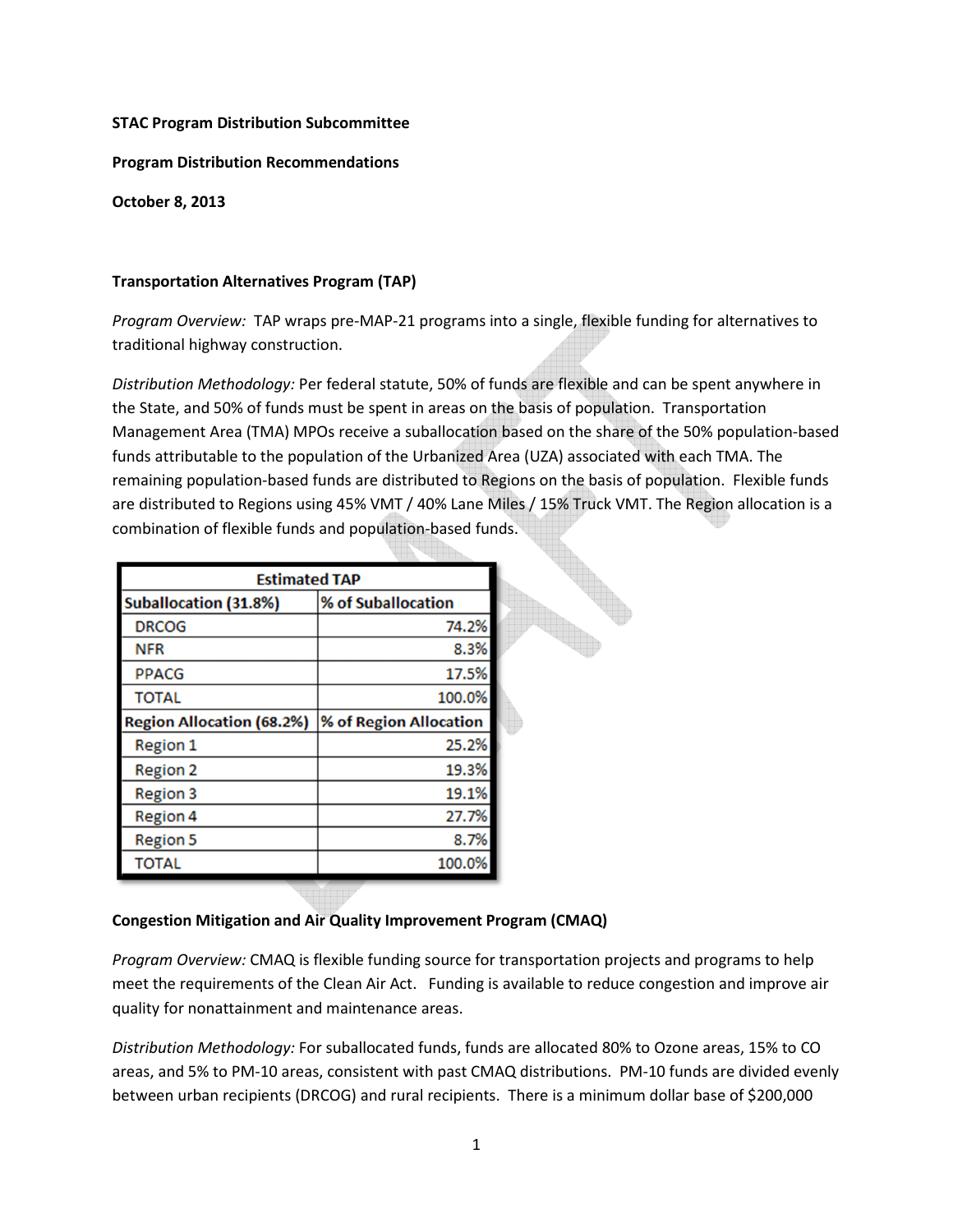**STAC Program Distribution Subcommittee**

**Program Distribution Recommendations**

**October 8, 2013**

## Transportation Alternatives Program (TAP)

*Program Overview:* TAP wraps pre-MAP-21 programs into a single, flexible funding for alternatives to traditional highway construction.

*Distribution Methodology:* Per federal statute, 50% of funds are flexible and can be spent anywhere in the State, and 50% of funds must be spent in areas on the basis of population. Transportation Management Area (TMA) MPOs receive a suballocation based on the share of the 50% population-based funds attributable to the population of the Urbanized Area (UZA) associated with each TMA. The remaining population-based funds are distributed to Regions on the basis of population. Flexible funds are distributed to Regions using 45% VMT / 40% Lane Miles / 15% Truck VMT. The Region allocation is a combination of flexible funds and population-based funds.

| Estimated TAP | |
|---|---|
| **Suballocation (31.8%)** | **% of Suballocation** |
| DRCOG | 74.2% |
| NFR | 8.3% |
| PPACG | 17.5% |
| TOTAL | 100.0% |
| **Region Allocation (68.2%)** | **% of Region Allocation** |
| Region 1 | 25.2% |
| Region 2 | 19.3% |
| Region 3 | 19.1% |
| Region 4 | 27.7% |
| Region 5 | 8.7% |
| TOTAL | 100.0% |

## Congestion Mitigation and Air Quality Improvement Program (CMAQ)

*Program Overview:* CMAQ is flexible funding source for transportation projects and programs to help meet the requirements of the Clean Air Act. Funding is available to reduce congestion and improve air quality for nonattainment and maintenance areas.

*Distribution Methodology:* For suballocated funds, funds are allocated 80% to Ozone areas, 15% to CO areas, and 5% to PM-10 areas, consistent with past CMAQ distributions. PM-10 funds are divided evenly between urban recipients (DRCOG) and rural recipients. There is a minimum dollar base of $200,000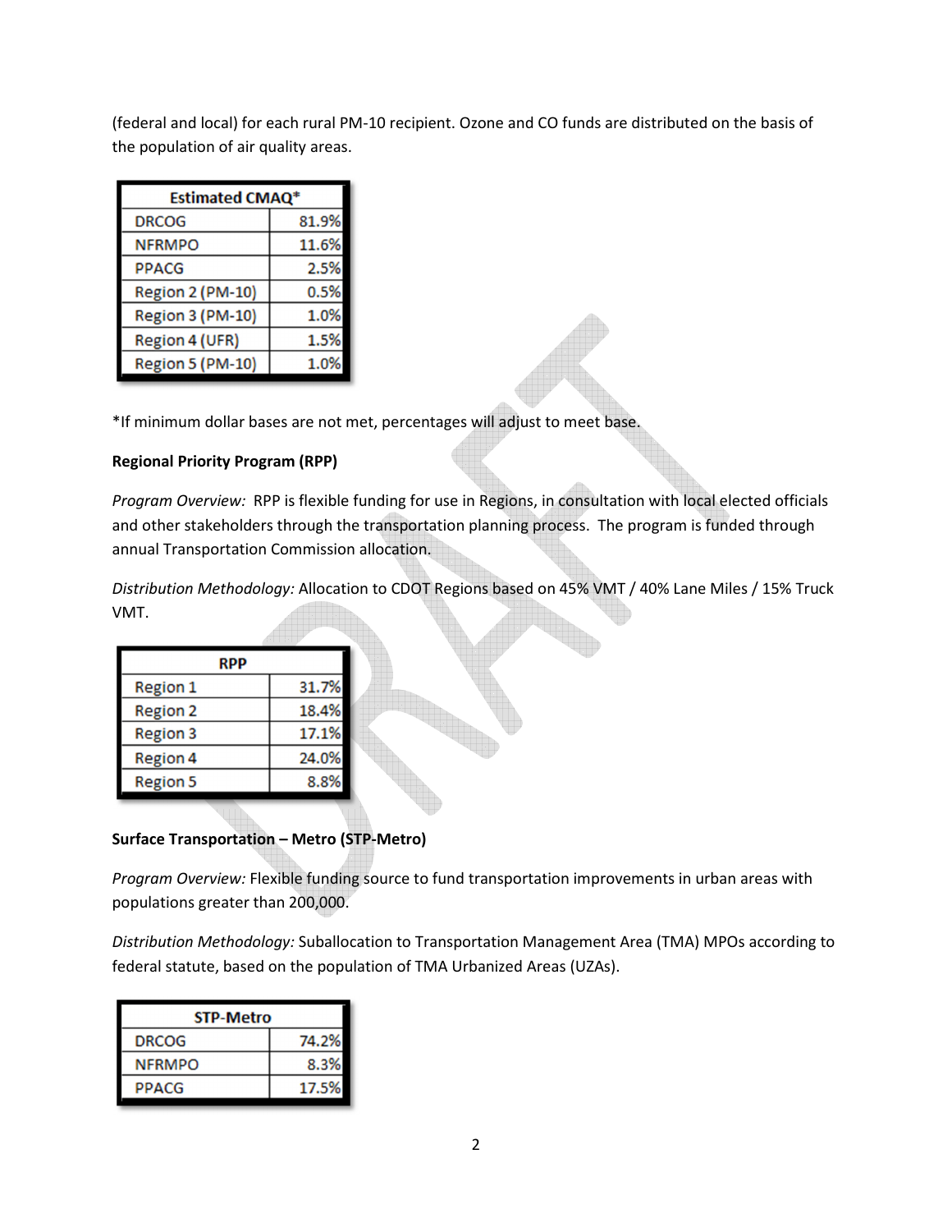(federal and local) for each rural PM-10 recipient. Ozone and CO funds are distributed on the basis of the population of air quality areas.

| Estimated CMAQ* | |
|---|---|
| DRCOG | 81.9% |
| NFRMPO | 11.6% |
| PPACG | 2.5% |
| Region 2 (PM-10) | 0.5% |
| Region 3 (PM-10) | 1.0% |
| Region 4 (UFR) | 1.5% |
| Region 5 (PM-10) | 1.0% |

*If minimum dollar bases are not met, percentages will adjust to meet base.

**Regional Priority Program (RPP)**

*Program Overview:* RPP is flexible funding for use in Regions, in consultation with local elected officials and other stakeholders through the transportation planning process. The program is funded through annual Transportation Commission allocation.

*Distribution Methodology:* Allocation to CDOT Regions based on 45% VMT / 40% Lane Miles / 15% Truck VMT.

| RPP | |
|---|---|
| Region 1 | 31.7% |
| Region 2 | 18.4% |
| Region 3 | 17.1% |
| Region 4 | 24.0% |
| Region 5 | 8.8% |

**Surface Transportation – Metro (STP-Metro)**

*Program Overview:* Flexible funding source to fund transportation improvements in urban areas with populations greater than 200,000.

*Distribution Methodology:* Suballocation to Transportation Management Area (TMA) MPOs according to federal statute, based on the population of TMA Urbanized Areas (UZAs).

| STP-Metro | |
|---|---|
| DRCOG | 74.2% |
| NFRMPO | 8.3% |
| PPACG | 17.5% |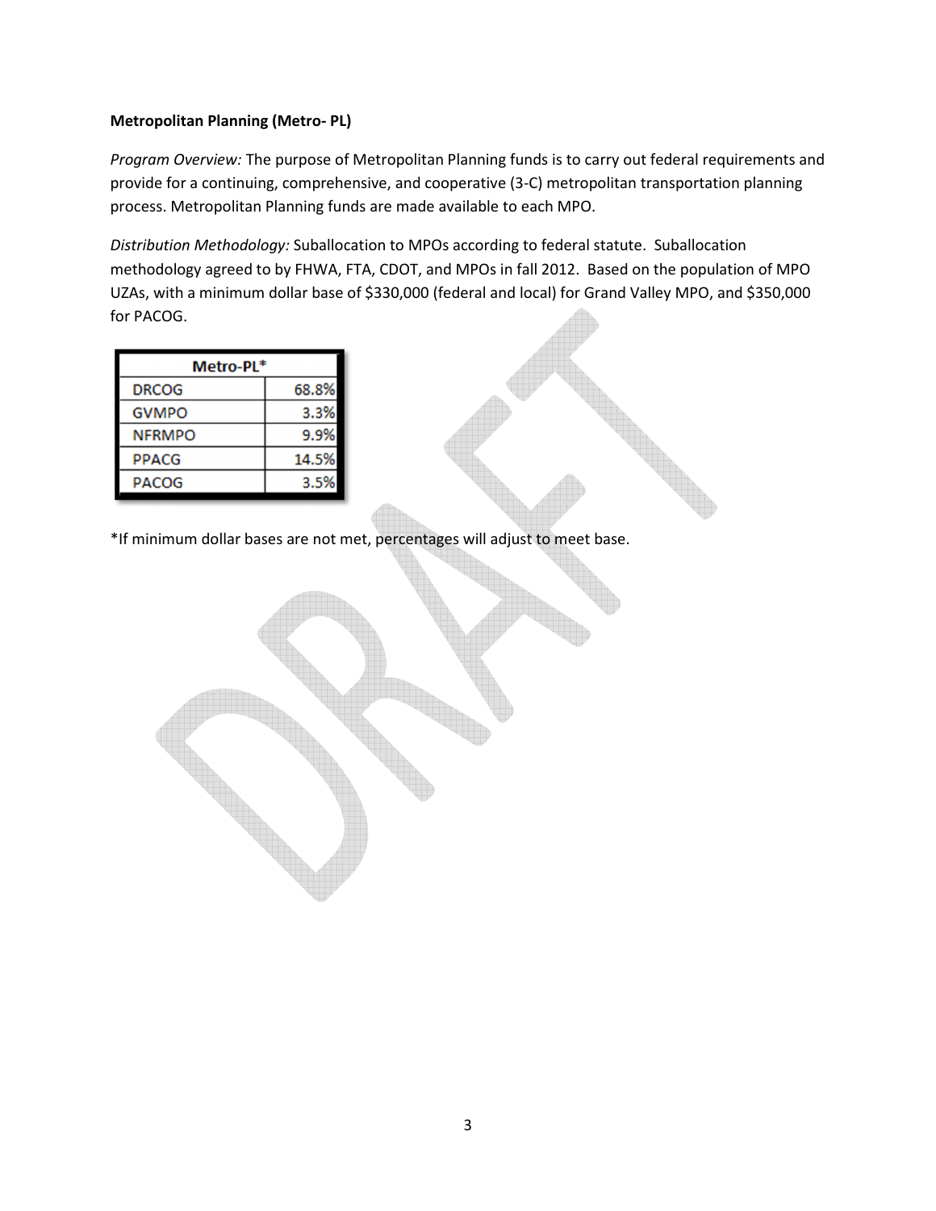**Metropolitan Planning (Metro- PL)**

*Program Overview:* The purpose of Metropolitan Planning funds is to carry out federal requirements and provide for a continuing, comprehensive, and cooperative (3-C) metropolitan transportation planning process. Metropolitan Planning funds are made available to each MPO.

*Distribution Methodology:* Suballocation to MPOs according to federal statute. Suballocation methodology agreed to by FHWA, FTA, CDOT, and MPOs in fall 2012. Based on the population of MPO UZAs, with a minimum dollar base of $330,000 (federal and local) for Grand Valley MPO, and $350,000 for PACOG.

| Metro-PL* | |
|---|---|
| DRCOG | 68.8% |
| GVMPO | 3.3% |
| NFRMPO | 9.9% |
| PPACG | 14.5% |
| PACOG | 3.5% |

*If minimum dollar bases are not met, percentages will adjust to meet base.